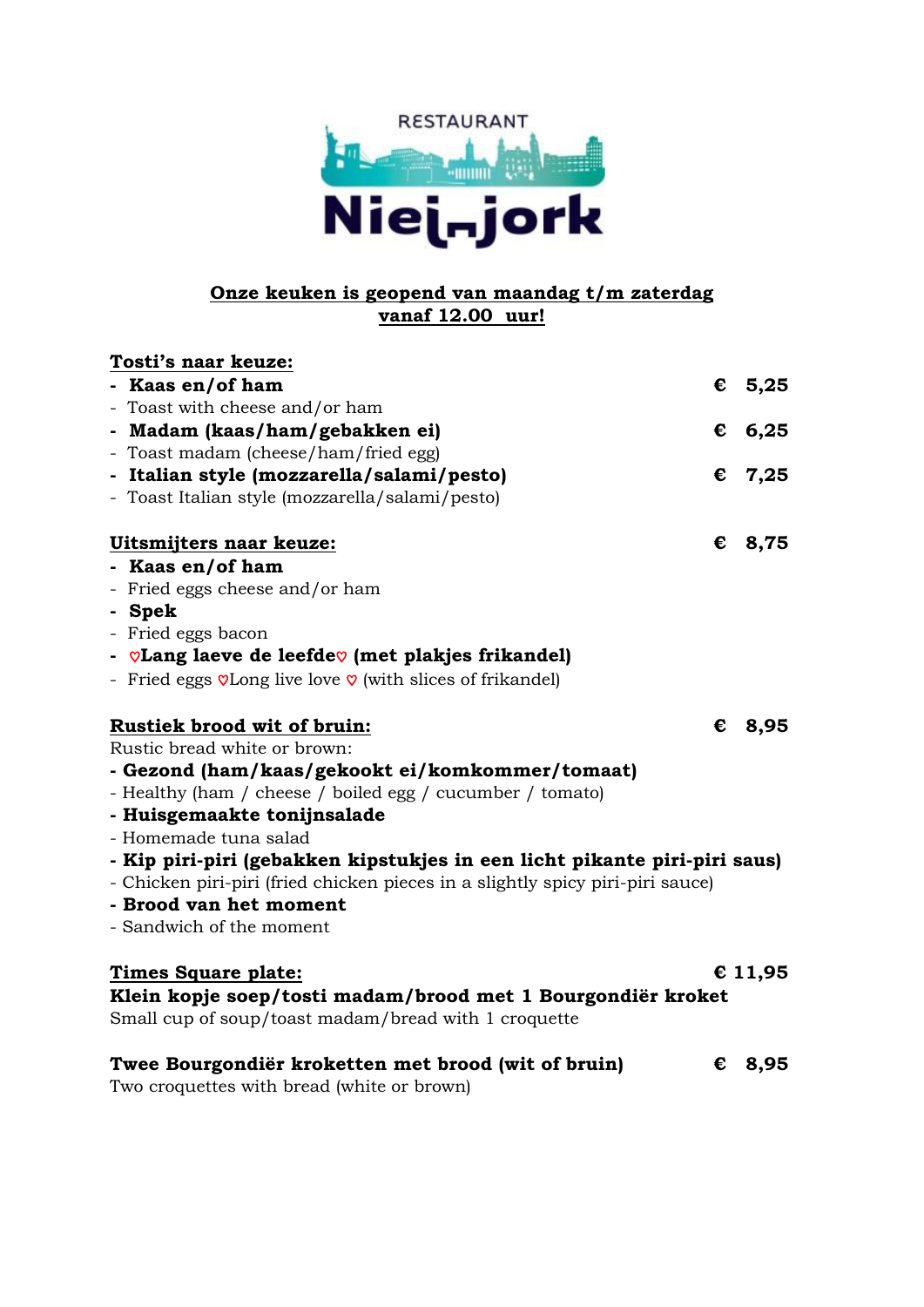RESTAURANT

# Niejnjork

**Onze keuken is geopend van maandag t/m zaterdag vanaf 12.00 uur!**

## Tosti's naar keuze:

- **Kaas en/of ham** — **€ 5,25**
- Toast with cheese and/or ham
- **Madam (kaas/ham/gebakken ei)** — **€ 6,25**
- Toast madam (cheese/ham/fried egg)
- **Italian style (mozzarella/salami/pesto)** — **€ 7,25**
- Toast Italian style (mozzarella/salami/pesto)

## Uitsmijters naar keuze: — € 8,75

- **Kaas en/of ham**
- Fried eggs cheese and/or ham
- **Spek**
- Fried eggs bacon
- **♡Lang laeve de leefde♡ (met plakjes frikandel)**
- Fried eggs ♡Long live love ♡ (with slices of frikandel)

## Rustiek brood wit of bruin: — € 8,95

Rustic bread white or brown:

- **Gezond (ham/kaas/gekookt ei/komkommer/tomaat)**
- Healthy (ham / cheese / boiled egg / cucumber / tomato)
- **Huisgemaakte tonijnsalade**
- Homemade tuna salad
- **Kip piri-piri (gebakken kipstukjes in een licht pikante piri-piri saus)**
- Chicken piri-piri (fried chicken pieces in a slightly spicy piri-piri sauce)
- **Brood van het moment**
- Sandwich of the moment

## Times Square plate: — € 11,95

**Klein kopje soep/tosti madam/brood met 1 Bourgondiër kroket**

Small cup of soup/toast madam/bread with 1 croquette

**Twee Bourgondiër kroketten met brood (wit of bruin)** — **€ 8,95**

Two croquettes with bread (white or brown)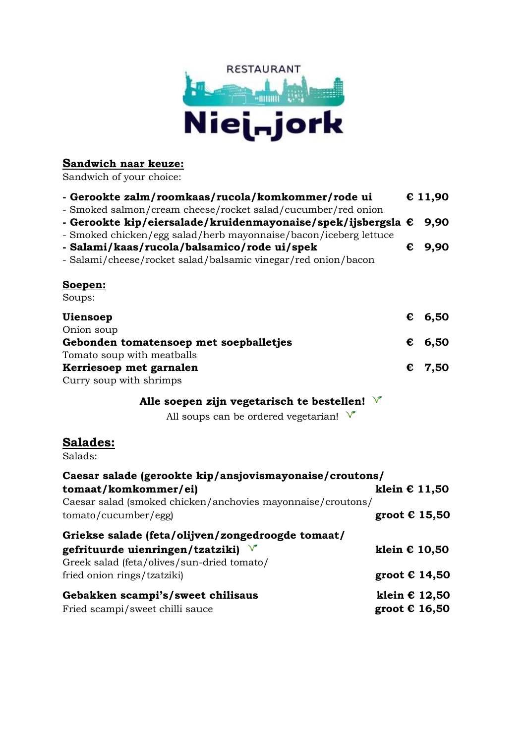RESTAURANT

**Niej-jork**

## Sandwich naar keuze:

Sandwich of your choice:

**- Gerookte zalm/roomkaas/rucola/komkommer/rode ui** **€ 11,90**
- Smoked salmon/cream cheese/rocket salad/cucumber/red onion

**- Gerookte kip/eiersalade/kruidenmayonaise/spek/ijsbergsla** **€ 9,90**
- Smoked chicken/egg salad/herb mayonnaise/bacon/iceberg lettuce

**- Salami/kaas/rucola/balsamico/rode ui/spek** **€ 9,90**
- Salami/cheese/rocket salad/balsamic vinegar/red onion/bacon

## Soepen:

Soups:

**Uiensoep** **€ 6,50**
Onion soup

**Gebonden tomatensoep met soepballetjes** **€ 6,50**
Tomato soup with meatballs

**Kerriesoep met garnalen** **€ 7,50**
Curry soup with shrimps

**Alle soepen zijn vegetarisch te bestellen!** V

All soups can be ordered vegetarian! V

## Salades:

Salads:

**Caesar salade (gerookte kip/ansjovismayonaise/croutons/ tomaat/komkommer/ei)** **klein € 11,50**
Caesar salad (smoked chicken/anchovies mayonnaise/croutons/ tomato/cucumber/egg) **groot € 15,50**

**Griekse salade (feta/olijven/zongedroogde tomaat/ gefrituurde uienringen/tzatziki)** V **klein € 10,50**
Greek salad (feta/olives/sun-dried tomato/ fried onion rings/tzatziki) **groot € 14,50**

**Gebakken scampi's/sweet chilisaus** **klein € 12,50**
Fried scampi/sweet chilli sauce **groot € 16,50**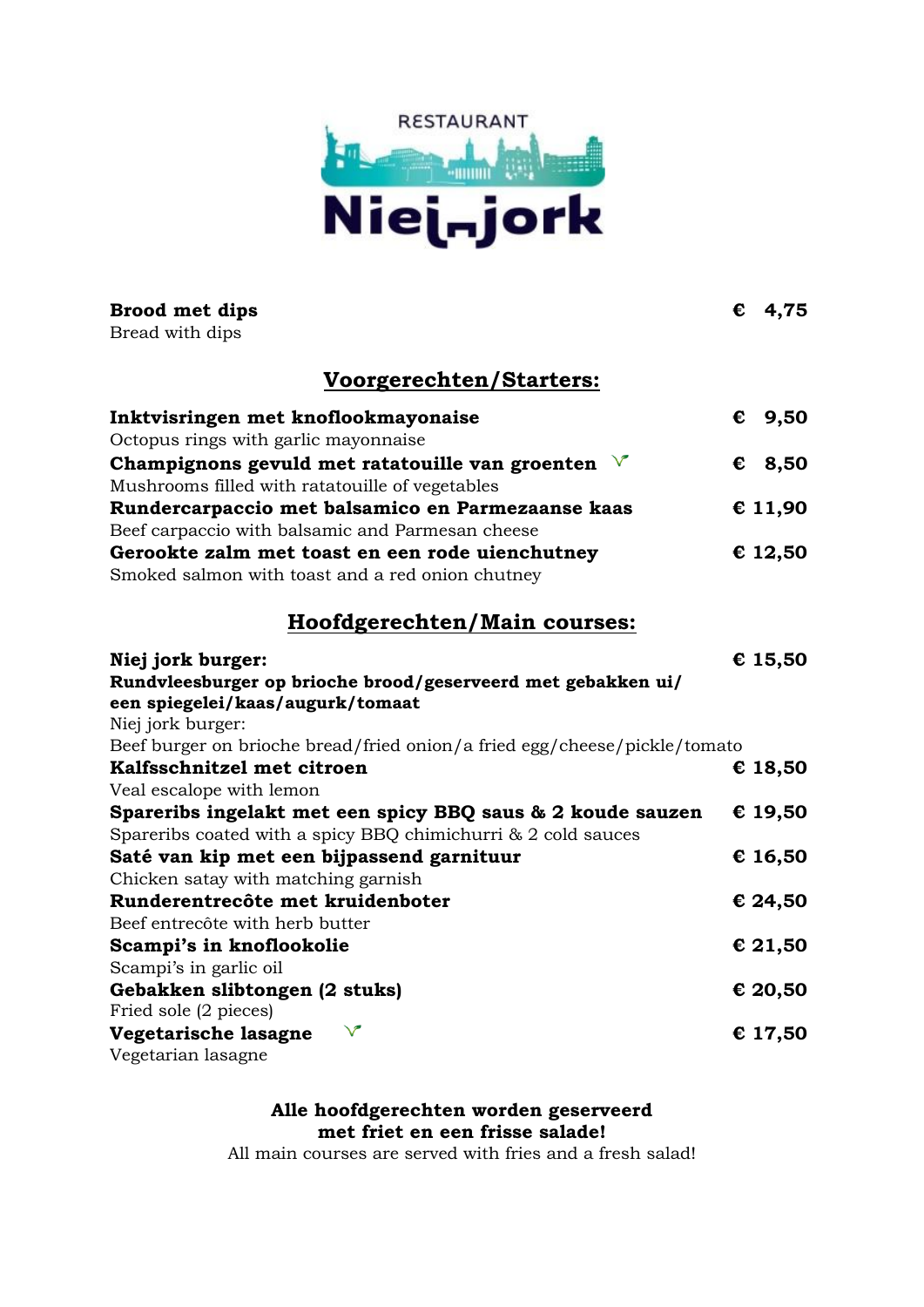RESTAURANT

# Niej-jork

**Brood met dips** **€ 4,75**
Bread with dips

## Voorgerechten/Starters:

**Inktvisringen met knoflookmayonaise** **€ 9,50**
Octopus rings with garlic mayonnaise

**Champignons gevuld met ratatouille van groenten** **€ 8,50**
Mushrooms filled with ratatouille of vegetables

**Rundercarpaccio met balsamico en Parmezaanse kaas** **€ 11,90**
Beef carpaccio with balsamic and Parmesan cheese

**Gerookte zalm met toast en een rode uienchutney** **€ 12,50**
Smoked salmon with toast and a red onion chutney

## Hoofdgerechten/Main courses:

**Niej jork burger:** **€ 15,50**
**Rundvleesburger op brioche brood/geserveerd met gebakken ui/ een spiegelei/kaas/augurk/tomaat**
Niej jork burger:
Beef burger on brioche bread/fried onion/a fried egg/cheese/pickle/tomato

**Kalfsschnitzel met citroen** **€ 18,50**
Veal escalope with lemon

**Spareribs ingelakt met een spicy BBQ saus & 2 koude sauzen** **€ 19,50**
Spareribs coated with a spicy BBQ chimichurri & 2 cold sauces

**Saté van kip met een bijpassend garnituur** **€ 16,50**
Chicken satay with matching garnish

**Runderentrecôte met kruidenboter** **€ 24,50**
Beef entrecôte with herb butter

**Scampi's in knoflookolie** **€ 21,50**
Scampi's in garlic oil

**Gebakken slibtongen (2 stuks)** **€ 20,50**
Fried sole (2 pieces)

**Vegetarische lasagne** **€ 17,50**
Vegetarian lasagne

**Alle hoofdgerechten worden geserveerd met friet en een frisse salade!**
All main courses are served with fries and a fresh salad!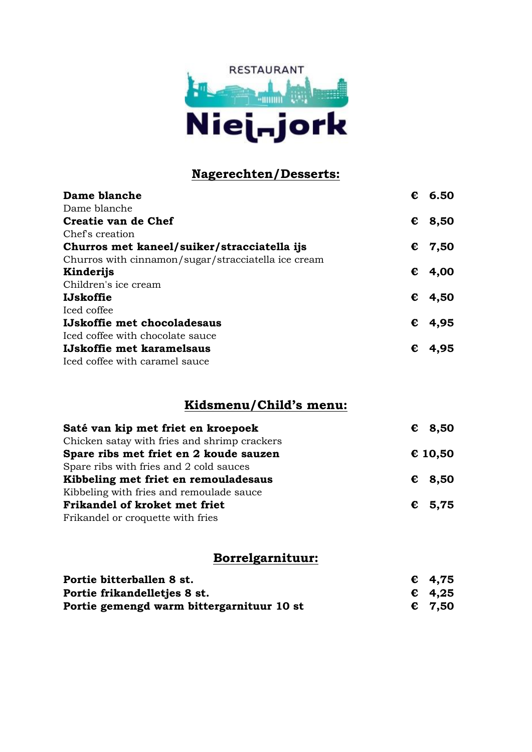RESTAURANT

# Nie<sub></sub>jork

## Nagerechten/Desserts:

**Dame blanche** — **€ 6.50**
Dame blanche

**Creatie van de Chef** — **€ 8,50**
Chef's creation

**Churros met kaneel/suiker/stracciatella ijs** — **€ 7,50**
Churros with cinnamon/sugar/stracciatella ice cream

**Kinderijs** — **€ 4,00**
Children's ice cream

**IJskoffie** — **€ 4,50**
Iced coffee

**IJskoffie met chocoladesaus** — **€ 4,95**
Iced coffee with chocolate sauce

**IJskoffie met karamelsaus** — **€ 4,95**
Iced coffee with caramel sauce

## Kidsmenu/Child's menu:

**Saté van kip met friet en kroepoek** — **€ 8,50**
Chicken satay with fries and shrimp crackers

**Spare ribs met friet en 2 koude sauzen** — **€ 10,50**
Spare ribs with fries and 2 cold sauces

**Kibbeling met friet en remouladesaus** — **€ 8,50**
Kibbeling with fries and remoulade sauce

**Frikandel of kroket met friet** — **€ 5,75**
Frikandel or croquette with fries

## Borrelgarnituur:

**Portie bitterballen 8 st.** — **€ 4,75**
**Portie frikandelletjes 8 st.** — **€ 4,25**
**Portie gemengd warm bittergarnituur 10 st** — **€ 7,50**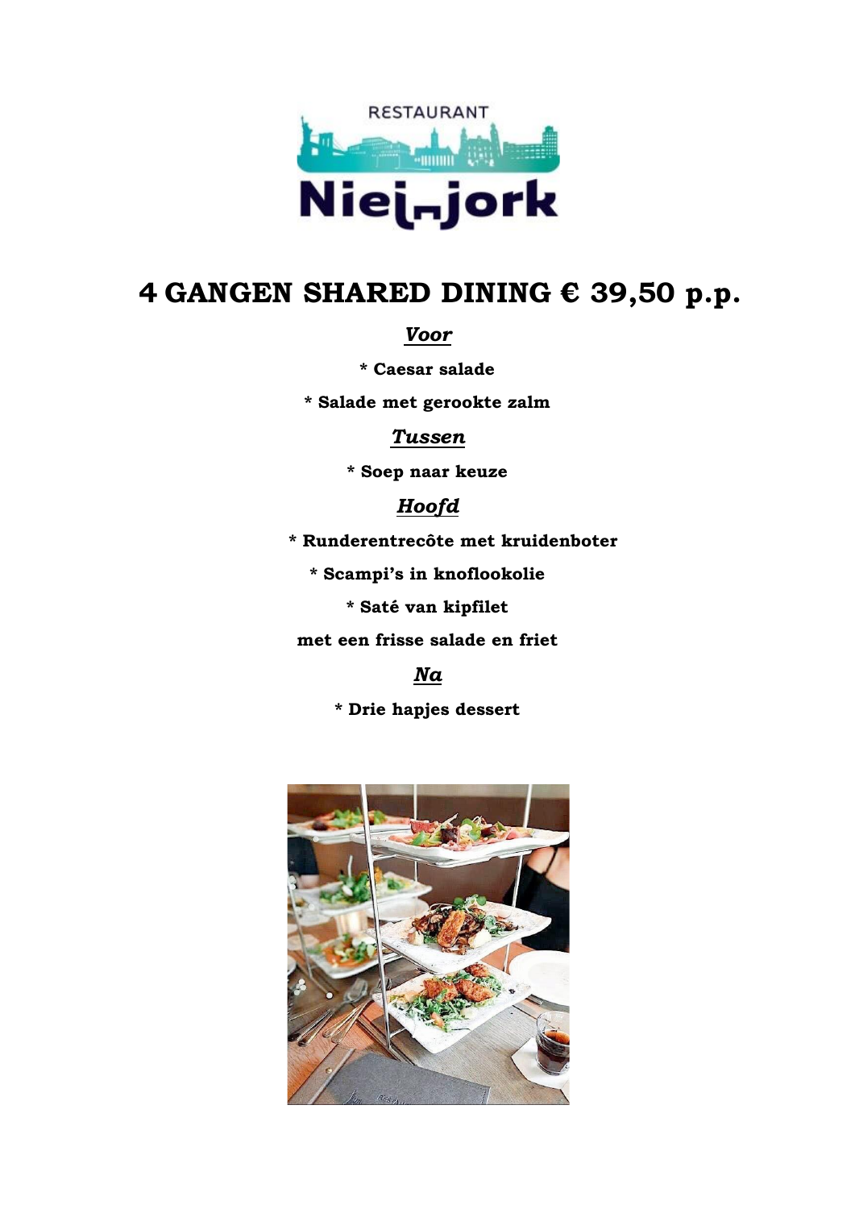RESTAURANT

Niej-jork

# 4 GANGEN SHARED DINING € 39,50 p.p.

***Voor***

**\* Caesar salade**

**\* Salade met gerookte zalm**

***Tussen***

**\* Soep naar keuze**

***Hoofd***

**\* Runderentrecôte met kruidenboter**

**\* Scampi's in knoflookolie**

**\* Saté van kipfilet**

**met een frisse salade en friet**

***Na***

**\* Drie hapjes dessert**